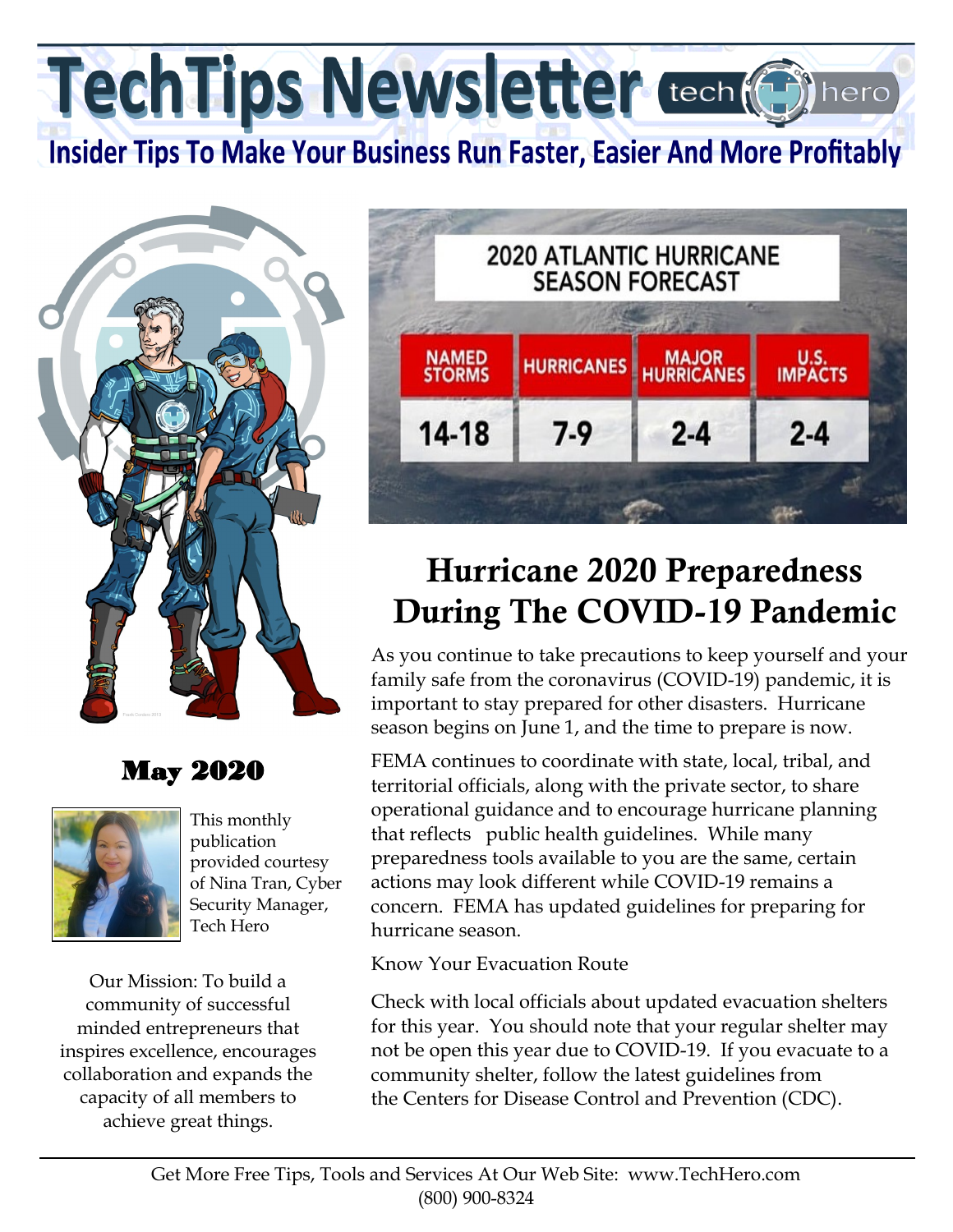# TechTips Newsletter

**Insider Tips To Make Your Business Run Faster, Easier And More Profitably**

## May 2020

This monthly publication provided courtesy of Nina Tran, Cyber Security Manager, Tech Hero

Our Mission: To build a community of successful minded entrepreneurs that inspires excellence, encourages collaboration and expands the capacity of all members to achieve great things.

**2020 ATLANTIC HURRICANE SEASON FORECAST**

| NAMED STORMS | HURRICANES | MAJOR HURRICANES | U.S. IMPACTS |
| --- | --- | --- | --- |
| 14-18 | 7-9 | 2-4 | 2-4 |

# Hurricane 2020 Preparedness During The COVID-19 Pandemic

As you continue to take precautions to keep yourself and your family safe from the coronavirus (COVID-19) pandemic, it is important to stay prepared for other disasters. Hurricane season begins on June 1, and the time to prepare is now.

FEMA continues to coordinate with state, local, tribal, and territorial officials, along with the private sector, to share operational guidance and to encourage hurricane planning that reflects public health guidelines. While many preparedness tools available to you are the same, certain actions may look different while COVID-19 remains a concern. FEMA has updated guidelines for preparing for hurricane season.

Know Your Evacuation Route

Check with local officials about updated evacuation shelters for this year. You should note that your regular shelter may not be open this year due to COVID-19. If you evacuate to a community shelter, follow the latest guidelines from the Centers for Disease Control and Prevention (CDC).

Get More Free Tips, Tools and Services At Our Web Site: www.TechHero.com
(800) 900-8324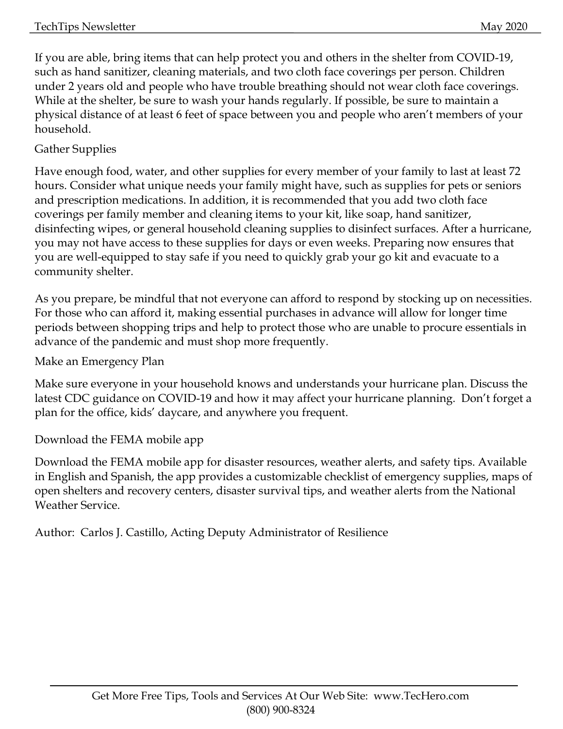If you are able, bring items that can help protect you and others in the shelter from COVID-19, such as hand sanitizer, cleaning materials, and two cloth face coverings per person. Children under 2 years old and people who have trouble breathing should not wear cloth face coverings. While at the shelter, be sure to wash your hands regularly. If possible, be sure to maintain a physical distance of at least 6 feet of space between you and people who aren't members of your household.

## Gather Supplies

Have enough food, water, and other supplies for every member of your family to last at least 72 hours. Consider what unique needs your family might have, such as supplies for pets or seniors and prescription medications. In addition, it is recommended that you add two cloth face coverings per family member and cleaning items to your kit, like soap, hand sanitizer, disinfecting wipes, or general household cleaning supplies to disinfect surfaces. After a hurricane, you may not have access to these supplies for days or even weeks. Preparing now ensures that you are well-equipped to stay safe if you need to quickly grab your go kit and evacuate to a community shelter.

As you prepare, be mindful that not everyone can afford to respond by stocking up on necessities. For those who can afford it, making essential purchases in advance will allow for longer time periods between shopping trips and help to protect those who are unable to procure essentials in advance of the pandemic and must shop more frequently.

## Make an Emergency Plan

Make sure everyone in your household knows and understands your hurricane plan. Discuss the latest CDC guidance on COVID-19 and how it may affect your hurricane planning. Don't forget a plan for the office, kids' daycare, and anywhere you frequent.

## Download the FEMA mobile app

Download the FEMA mobile app for disaster resources, weather alerts, and safety tips. Available in English and Spanish, the app provides a customizable checklist of emergency supplies, maps of open shelters and recovery centers, disaster survival tips, and weather alerts from the National Weather Service.

Author: Carlos J. Castillo, Acting Deputy Administrator of Resilience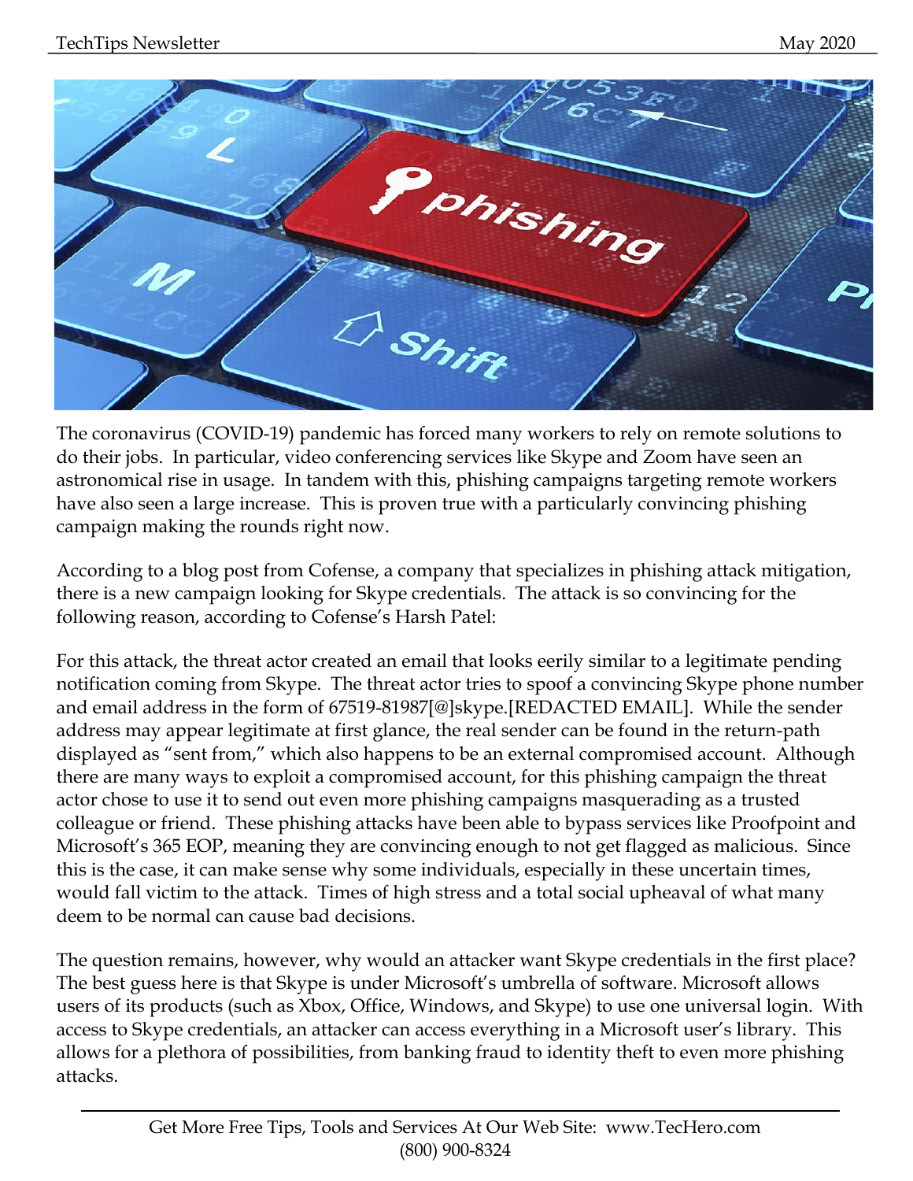The coronavirus (COVID-19) pandemic has forced many workers to rely on remote solutions to do their jobs. In particular, video conferencing services like Skype and Zoom have seen an astronomical rise in usage. In tandem with this, phishing campaigns targeting remote workers have also seen a large increase. This is proven true with a particularly convincing phishing campaign making the rounds right now.

According to a blog post from Cofense, a company that specializes in phishing attack mitigation, there is a new campaign looking for Skype credentials. The attack is so convincing for the following reason, according to Cofense's Harsh Patel:

For this attack, the threat actor created an email that looks eerily similar to a legitimate pending notification coming from Skype. The threat actor tries to spoof a convincing Skype phone number and email address in the form of 67519-81987[@]skype.[REDACTED EMAIL]. While the sender address may appear legitimate at first glance, the real sender can be found in the return-path displayed as "sent from," which also happens to be an external compromised account. Although there are many ways to exploit a compromised account, for this phishing campaign the threat actor chose to use it to send out even more phishing campaigns masquerading as a trusted colleague or friend. These phishing attacks have been able to bypass services like Proofpoint and Microsoft's 365 EOP, meaning they are convincing enough to not get flagged as malicious. Since this is the case, it can make sense why some individuals, especially in these uncertain times, would fall victim to the attack. Times of high stress and a total social upheaval of what many deem to be normal can cause bad decisions.

The question remains, however, why would an attacker want Skype credentials in the first place? The best guess here is that Skype is under Microsoft's umbrella of software. Microsoft allows users of its products (such as Xbox, Office, Windows, and Skype) to use one universal login. With access to Skype credentials, an attacker can access everything in a Microsoft user's library. This allows for a plethora of possibilities, from banking fraud to identity theft to even more phishing attacks.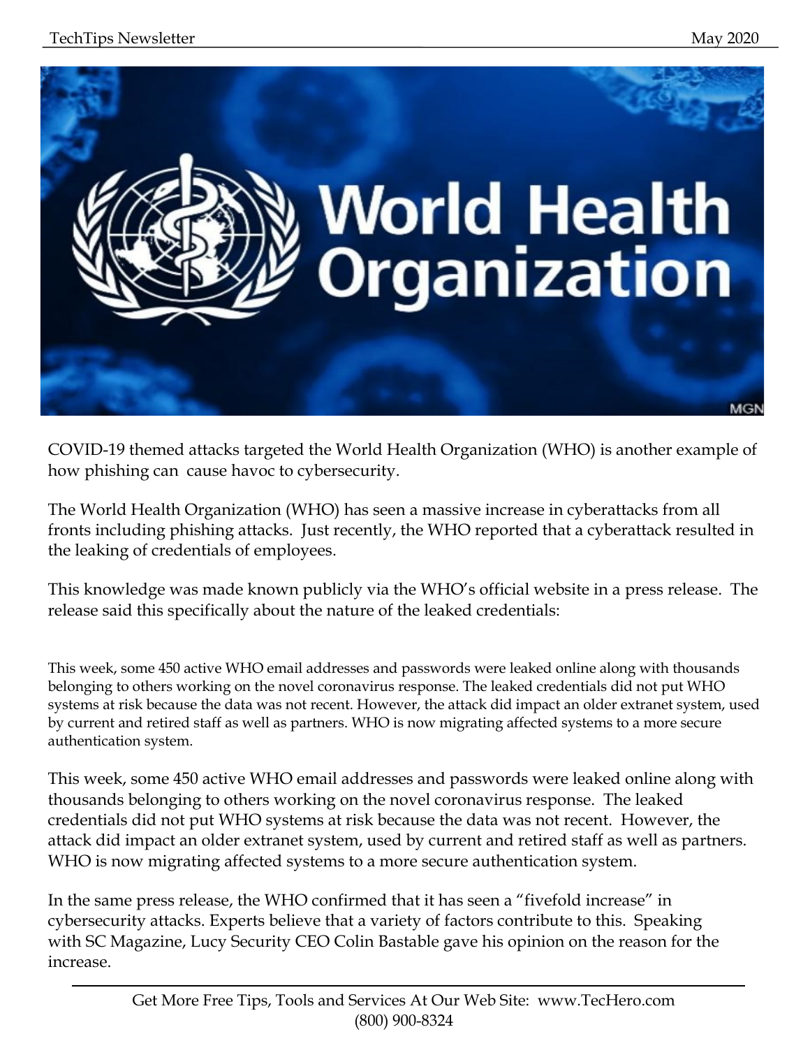COVID-19 themed attacks targeted the World Health Organization (WHO) is another example of how phishing can  cause havoc to cybersecurity.

The World Health Organization (WHO) has seen a massive increase in cyberattacks from all fronts including phishing attacks.  Just recently, the WHO reported that a cyberattack resulted in the leaking of credentials of employees.

This knowledge was made known publicly via the WHO's official website in a press release.  The release said this specifically about the nature of the leaked credentials:

This week, some 450 active WHO email addresses and passwords were leaked online along with thousands belonging to others working on the novel coronavirus response. The leaked credentials did not put WHO systems at risk because the data was not recent. However, the attack did impact an older extranet system, used by current and retired staff as well as partners. WHO is now migrating affected systems to a more secure authentication system.

This week, some 450 active WHO email addresses and passwords were leaked online along with thousands belonging to others working on the novel coronavirus response.  The leaked credentials did not put WHO systems at risk because the data was not recent.  However, the attack did impact an older extranet system, used by current and retired staff as well as partners.  WHO is now migrating affected systems to a more secure authentication system.

In the same press release, the WHO confirmed that it has seen a "fivefold increase" in cybersecurity attacks. Experts believe that a variety of factors contribute to this.  Speaking with SC Magazine, Lucy Security CEO Colin Bastable gave his opinion on the reason for the increase.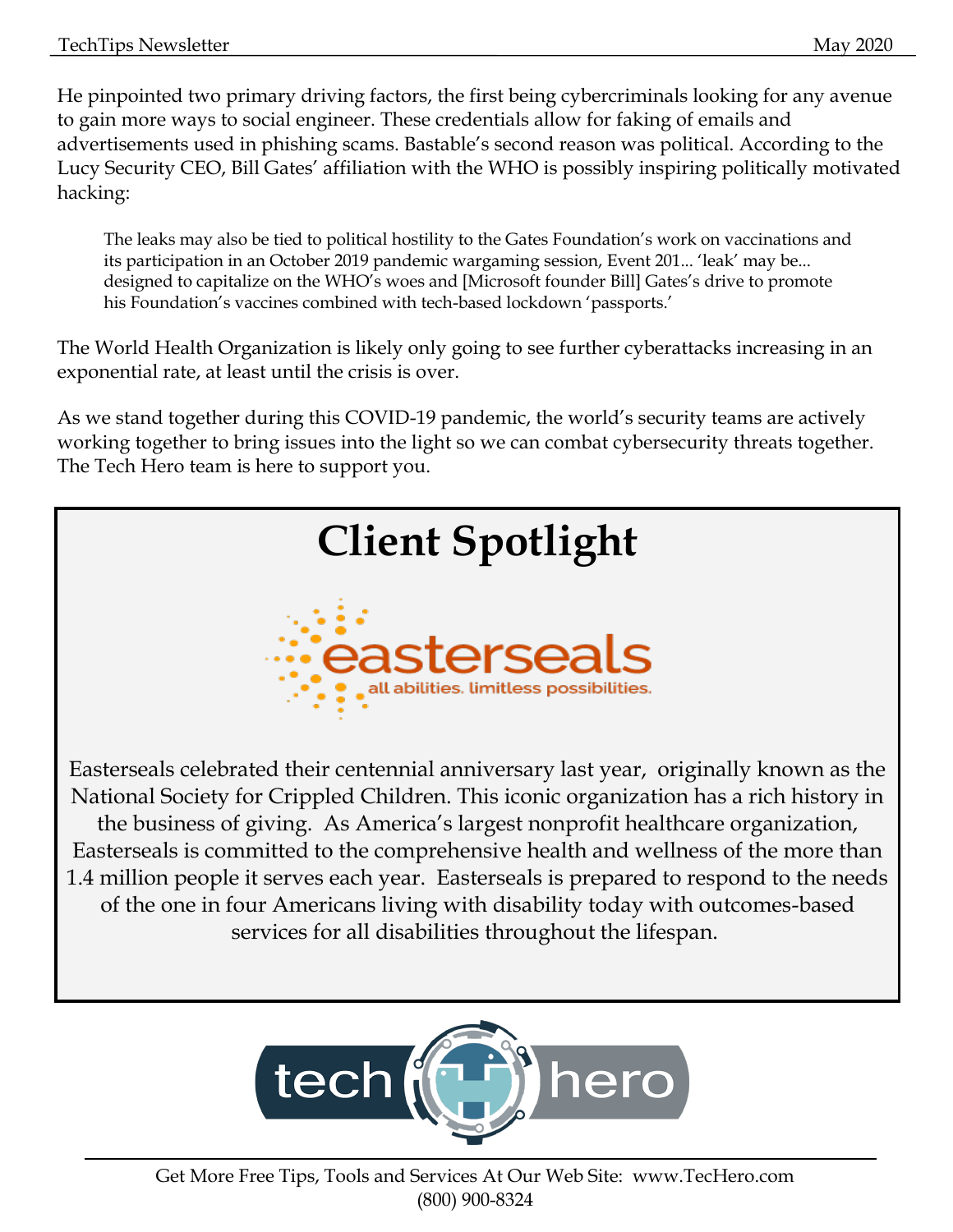He pinpointed two primary driving factors, the first being cybercriminals looking for any avenue to gain more ways to social engineer. These credentials allow for faking of emails and advertisements used in phishing scams. Bastable's second reason was political. According to the Lucy Security CEO, Bill Gates' affiliation with the WHO is possibly inspiring politically motivated hacking:

> The leaks may also be tied to political hostility to the Gates Foundation's work on vaccinations and its participation in an October 2019 pandemic wargaming session, Event 201... 'leak' may be... designed to capitalize on the WHO's woes and [Microsoft founder Bill] Gates's drive to promote his Foundation's vaccines combined with tech-based lockdown 'passports.'

The World Health Organization is likely only going to see further cyberattacks increasing in an exponential rate, at least until the crisis is over.

As we stand together during this COVID-19 pandemic, the world's security teams are actively working together to bring issues into the light so we can combat cybersecurity threats together. The Tech Hero team is here to support you.

# Client Spotlight

easterseals

all abilities. limitless possibilities.

Easterseals celebrated their centennial anniversary last year, originally known as the National Society for Crippled Children. This iconic organization has a rich history in the business of giving. As America's largest nonprofit healthcare organization, Easterseals is committed to the comprehensive health and wellness of the more than 1.4 million people it serves each year. Easterseals is prepared to respond to the needs of the one in four Americans living with disability today with outcomes-based services for all disabilities throughout the lifespan.

tech hero

Get More Free Tips, Tools and Services At Our Web Site: www.TecHero.com
(800) 900-8324